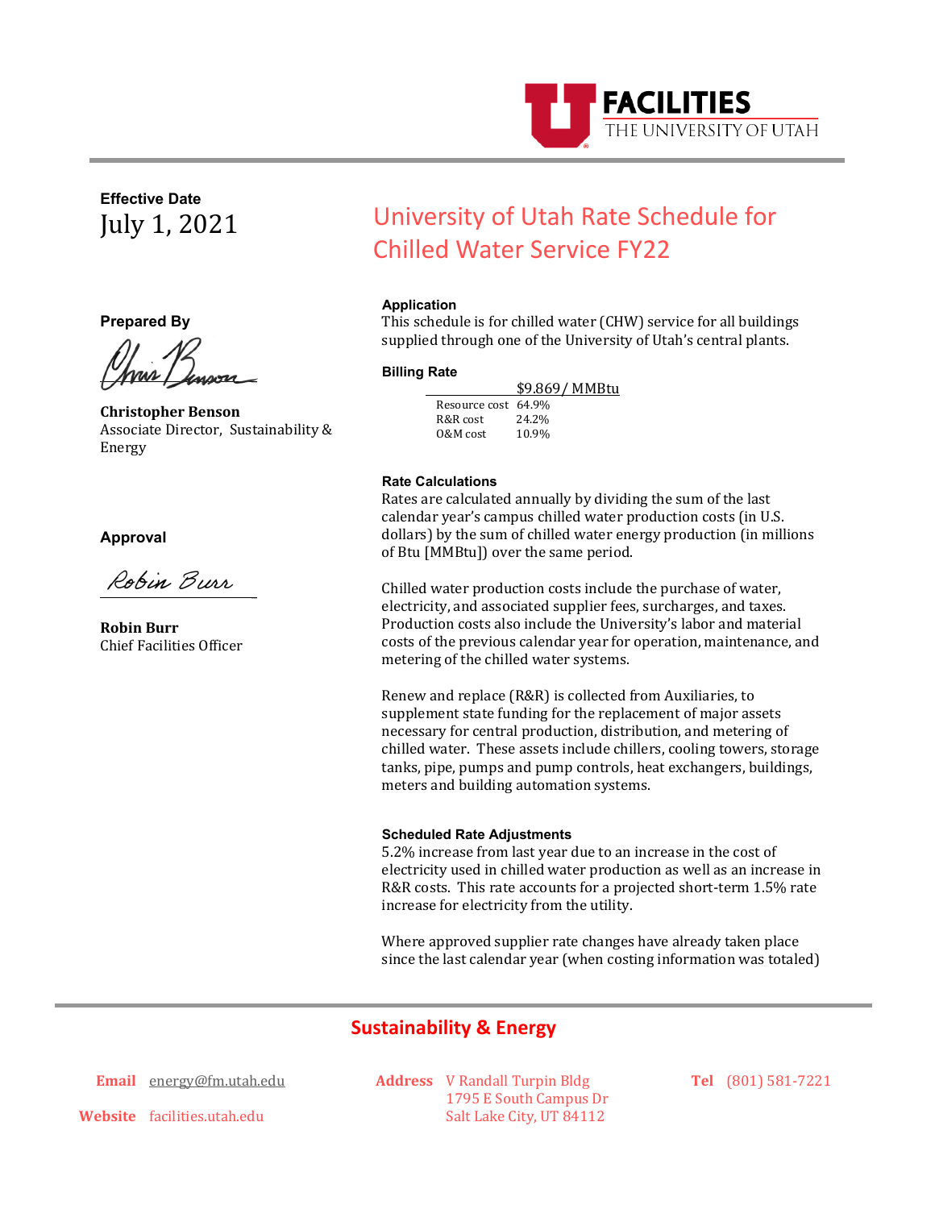FACILITIES
THE UNIVERSITY OF UTAH

**Effective Date**

July 1, 2021

# University of Utah Rate Schedule for Chilled Water Service FY22

**Prepared By**

**Christopher Benson**
Associate Director, Sustainability & Energy

**Approval**

**Robin Burr**
Chief Facilities Officer

### Application

This schedule is for chilled water (CHW) service for all buildings supplied through one of the University of Utah's central plants.

### Billing Rate

| | $9.869 / MMBtu |
|---|---|
| Resource cost | 64.9% |
| R&R cost | 24.2% |
| O&M cost | 10.9% |

### Rate Calculations

Rates are calculated annually by dividing the sum of the last calendar year's campus chilled water production costs (in U.S. dollars) by the sum of chilled water energy production (in millions of Btu [MMBtu]) over the same period.

Chilled water production costs include the purchase of water, electricity, and associated supplier fees, surcharges, and taxes. Production costs also include the University's labor and material costs of the previous calendar year for operation, maintenance, and metering of the chilled water systems.

Renew and replace (R&R) is collected from Auxiliaries, to supplement state funding for the replacement of major assets necessary for central production, distribution, and metering of chilled water. These assets include chillers, cooling towers, storage tanks, pipe, pumps and pump controls, heat exchangers, buildings, meters and building automation systems.

### Scheduled Rate Adjustments

5.2% increase from last year due to an increase in the cost of electricity used in chilled water production as well as an increase in R&R costs. This rate accounts for a projected short-term 1.5% rate increase for electricity from the utility.

Where approved supplier rate changes have already taken place since the last calendar year (when costing information was totaled)

**Sustainability & Energy**

**Email** energy@fm.utah.edu

**Website** facilities.utah.edu

**Address** V Randall Turpin Bldg
1795 E South Campus Dr
Salt Lake City, UT 84112

**Tel** (801) 581-7221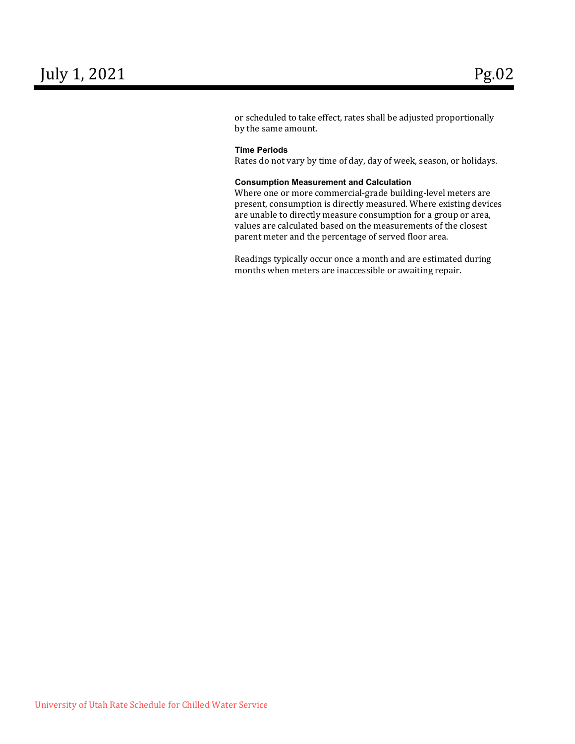or scheduled to take effect, rates shall be adjusted proportionally by the same amount.

**Time Periods**

Rates do not vary by time of day, day of week, season, or holidays.

**Consumption Measurement and Calculation**

Where one or more commercial-grade building-level meters are present, consumption is directly measured. Where existing devices are unable to directly measure consumption for a group or area, values are calculated based on the measurements of the closest parent meter and the percentage of served floor area.

Readings typically occur once a month and are estimated during months when meters are inaccessible or awaiting repair.